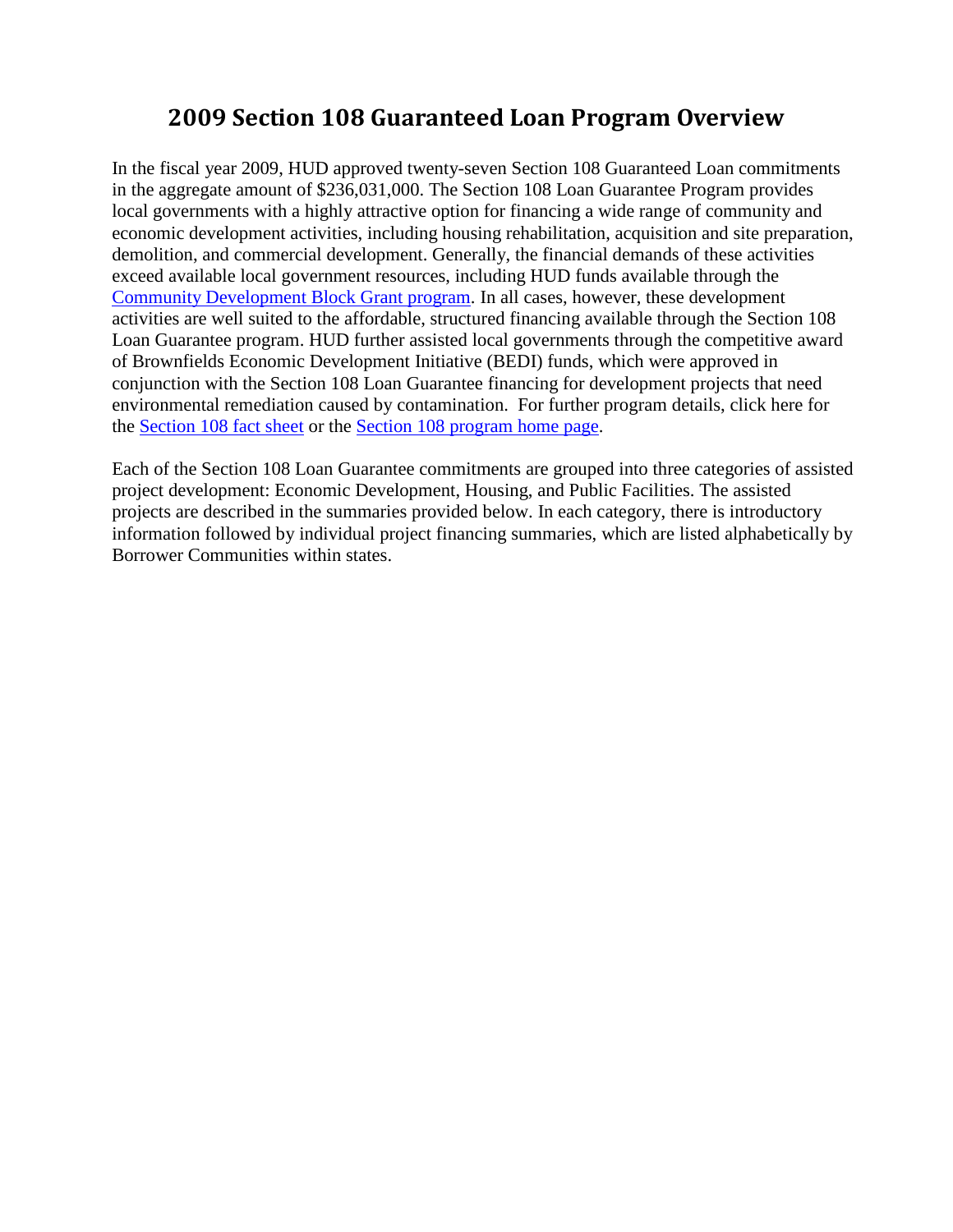# 2009 Section 108 Guaranteed Loan Program Overview

In the fiscal year 2009, HUD approved twenty-seven Section 108 Guaranteed Loan commitments in the aggregate amount of $236,031,000. The Section 108 Loan Guarantee Program provides local governments with a highly attractive option for financing a wide range of community and economic development activities, including housing rehabilitation, acquisition and site preparation, demolition, and commercial development. Generally, the financial demands of these activities exceed available local government resources, including HUD funds available through the Community Development Block Grant program. In all cases, however, these development activities are well suited to the affordable, structured financing available through the Section 108 Loan Guarantee program. HUD further assisted local governments through the competitive award of Brownfields Economic Development Initiative (BEDI) funds, which were approved in conjunction with the Section 108 Loan Guarantee financing for development projects that need environmental remediation caused by contamination. For further program details, click here for the Section 108 fact sheet or the Section 108 program home page.

Each of the Section 108 Loan Guarantee commitments are grouped into three categories of assisted project development: Economic Development, Housing, and Public Facilities. The assisted projects are described in the summaries provided below. In each category, there is introductory information followed by individual project financing summaries, which are listed alphabetically by Borrower Communities within states.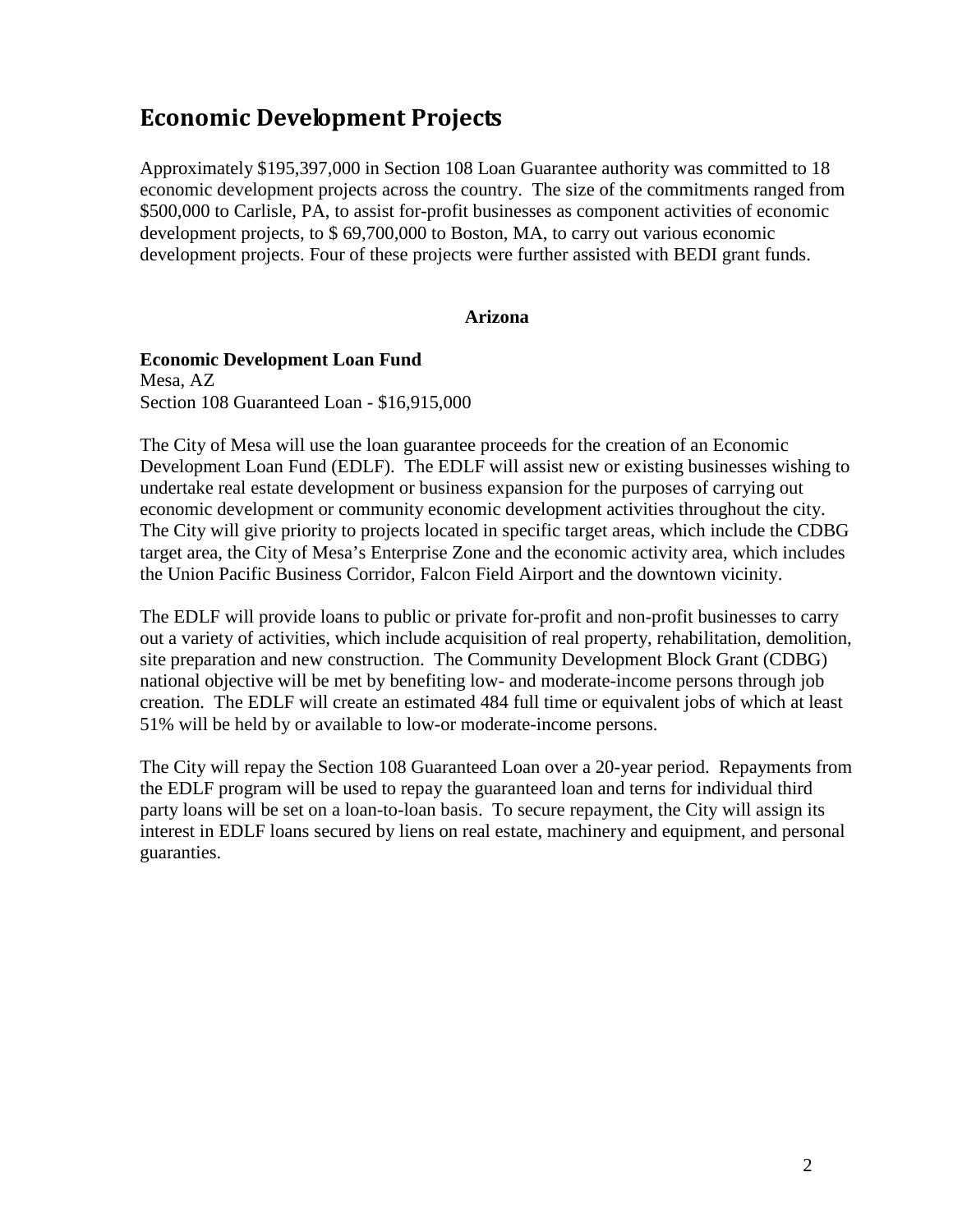# Economic Development Projects

Approximately $195,397,000 in Section 108 Loan Guarantee authority was committed to 18 economic development projects across the country. The size of the commitments ranged from $500,000 to Carlisle, PA, to assist for-profit businesses as component activities of economic development projects, to $ 69,700,000 to Boston, MA, to carry out various economic development projects. Four of these projects were further assisted with BEDI grant funds.

## Arizona

**Economic Development Loan Fund**
Mesa, AZ
Section 108 Guaranteed Loan - $16,915,000

The City of Mesa will use the loan guarantee proceeds for the creation of an Economic Development Loan Fund (EDLF). The EDLF will assist new or existing businesses wishing to undertake real estate development or business expansion for the purposes of carrying out economic development or community economic development activities throughout the city. The City will give priority to projects located in specific target areas, which include the CDBG target area, the City of Mesa's Enterprise Zone and the economic activity area, which includes the Union Pacific Business Corridor, Falcon Field Airport and the downtown vicinity.

The EDLF will provide loans to public or private for-profit and non-profit businesses to carry out a variety of activities, which include acquisition of real property, rehabilitation, demolition, site preparation and new construction. The Community Development Block Grant (CDBG) national objective will be met by benefiting low- and moderate-income persons through job creation. The EDLF will create an estimated 484 full time or equivalent jobs of which at least 51% will be held by or available to low-or moderate-income persons.

The City will repay the Section 108 Guaranteed Loan over a 20-year period. Repayments from the EDLF program will be used to repay the guaranteed loan and terns for individual third party loans will be set on a loan-to-loan basis. To secure repayment, the City will assign its interest in EDLF loans secured by liens on real estate, machinery and equipment, and personal guaranties.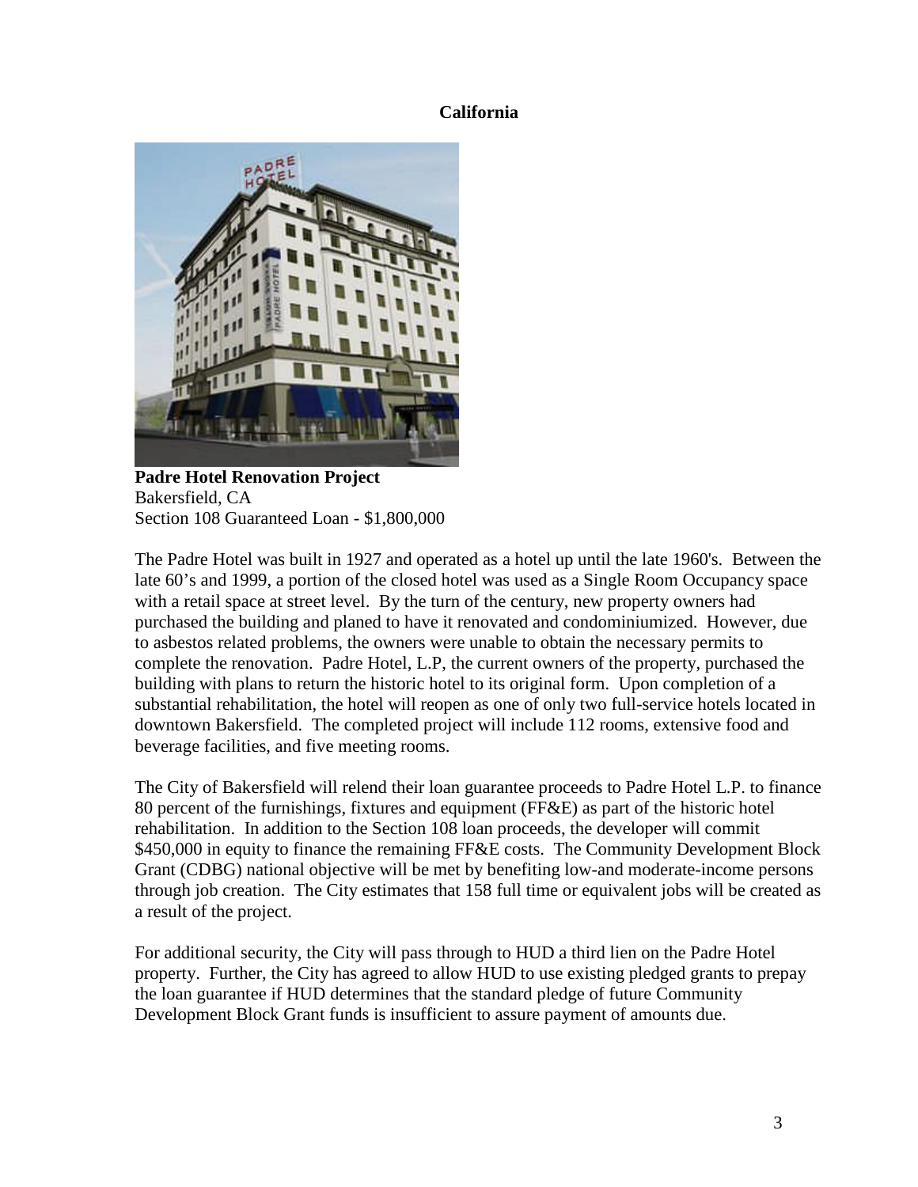## California

**Padre Hotel Renovation Project**
Bakersfield, CA
Section 108 Guaranteed Loan - $1,800,000

The Padre Hotel was built in 1927 and operated as a hotel up until the late 1960's. Between the late 60's and 1999, a portion of the closed hotel was used as a Single Room Occupancy space with a retail space at street level. By the turn of the century, new property owners had purchased the building and planed to have it renovated and condominiumized. However, due to asbestos related problems, the owners were unable to obtain the necessary permits to complete the renovation. Padre Hotel, L.P, the current owners of the property, purchased the building with plans to return the historic hotel to its original form. Upon completion of a substantial rehabilitation, the hotel will reopen as one of only two full-service hotels located in downtown Bakersfield. The completed project will include 112 rooms, extensive food and beverage facilities, and five meeting rooms.

The City of Bakersfield will relend their loan guarantee proceeds to Padre Hotel L.P. to finance 80 percent of the furnishings, fixtures and equipment (FF&E) as part of the historic hotel rehabilitation. In addition to the Section 108 loan proceeds, the developer will commit $450,000 in equity to finance the remaining FF&E costs. The Community Development Block Grant (CDBG) national objective will be met by benefiting low-and moderate-income persons through job creation. The City estimates that 158 full time or equivalent jobs will be created as a result of the project.

For additional security, the City will pass through to HUD a third lien on the Padre Hotel property. Further, the City has agreed to allow HUD to use existing pledged grants to prepay the loan guarantee if HUD determines that the standard pledge of future Community Development Block Grant funds is insufficient to assure payment of amounts due.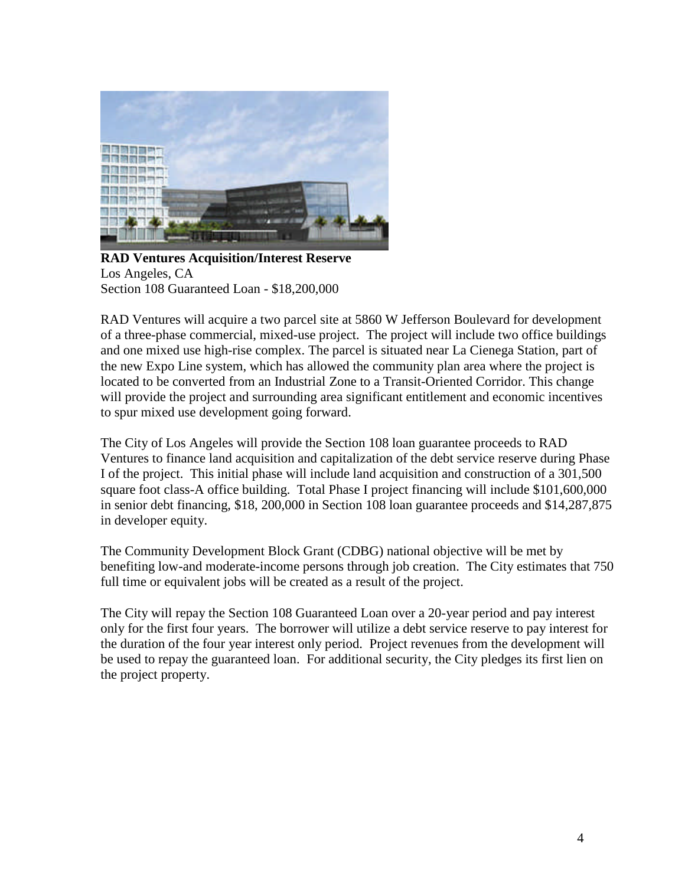**RAD Ventures Acquisition/Interest Reserve**
Los Angeles, CA
Section 108 Guaranteed Loan - $18,200,000

RAD Ventures will acquire a two parcel site at 5860 W Jefferson Boulevard for development of a three-phase commercial, mixed-use project. The project will include two office buildings and one mixed use high-rise complex. The parcel is situated near La Cienega Station, part of the new Expo Line system, which has allowed the community plan area where the project is located to be converted from an Industrial Zone to a Transit-Oriented Corridor. This change will provide the project and surrounding area significant entitlement and economic incentives to spur mixed use development going forward.

The City of Los Angeles will provide the Section 108 loan guarantee proceeds to RAD Ventures to finance land acquisition and capitalization of the debt service reserve during Phase I of the project. This initial phase will include land acquisition and construction of a 301,500 square foot class-A office building. Total Phase I project financing will include $101,600,000 in senior debt financing, $18, 200,000 in Section 108 loan guarantee proceeds and $14,287,875 in developer equity.

The Community Development Block Grant (CDBG) national objective will be met by benefiting low-and moderate-income persons through job creation. The City estimates that 750 full time or equivalent jobs will be created as a result of the project.

The City will repay the Section 108 Guaranteed Loan over a 20-year period and pay interest only for the first four years. The borrower will utilize a debt service reserve to pay interest for the duration of the four year interest only period. Project revenues from the development will be used to repay the guaranteed loan. For additional security, the City pledges its first lien on the project property.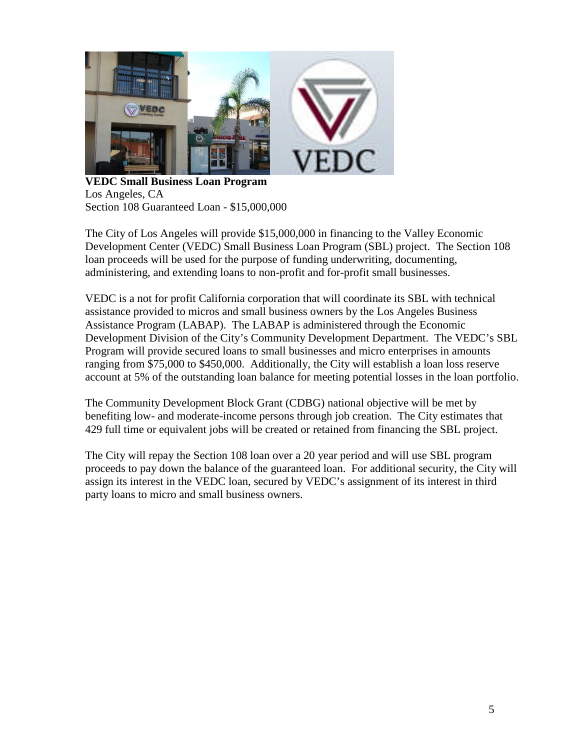**VEDC Small Business Loan Program**
Los Angeles, CA
Section 108 Guaranteed Loan - $15,000,000

The City of Los Angeles will provide $15,000,000 in financing to the Valley Economic Development Center (VEDC) Small Business Loan Program (SBL) project. The Section 108 loan proceeds will be used for the purpose of funding underwriting, documenting, administering, and extending loans to non-profit and for-profit small businesses.

VEDC is a not for profit California corporation that will coordinate its SBL with technical assistance provided to micros and small business owners by the Los Angeles Business Assistance Program (LABAP). The LABAP is administered through the Economic Development Division of the City's Community Development Department. The VEDC's SBL Program will provide secured loans to small businesses and micro enterprises in amounts ranging from $75,000 to $450,000. Additionally, the City will establish a loan loss reserve account at 5% of the outstanding loan balance for meeting potential losses in the loan portfolio.

The Community Development Block Grant (CDBG) national objective will be met by benefiting low- and moderate-income persons through job creation. The City estimates that 429 full time or equivalent jobs will be created or retained from financing the SBL project.

The City will repay the Section 108 loan over a 20 year period and will use SBL program proceeds to pay down the balance of the guaranteed loan. For additional security, the City will assign its interest in the VEDC loan, secured by VEDC's assignment of its interest in third party loans to micro and small business owners.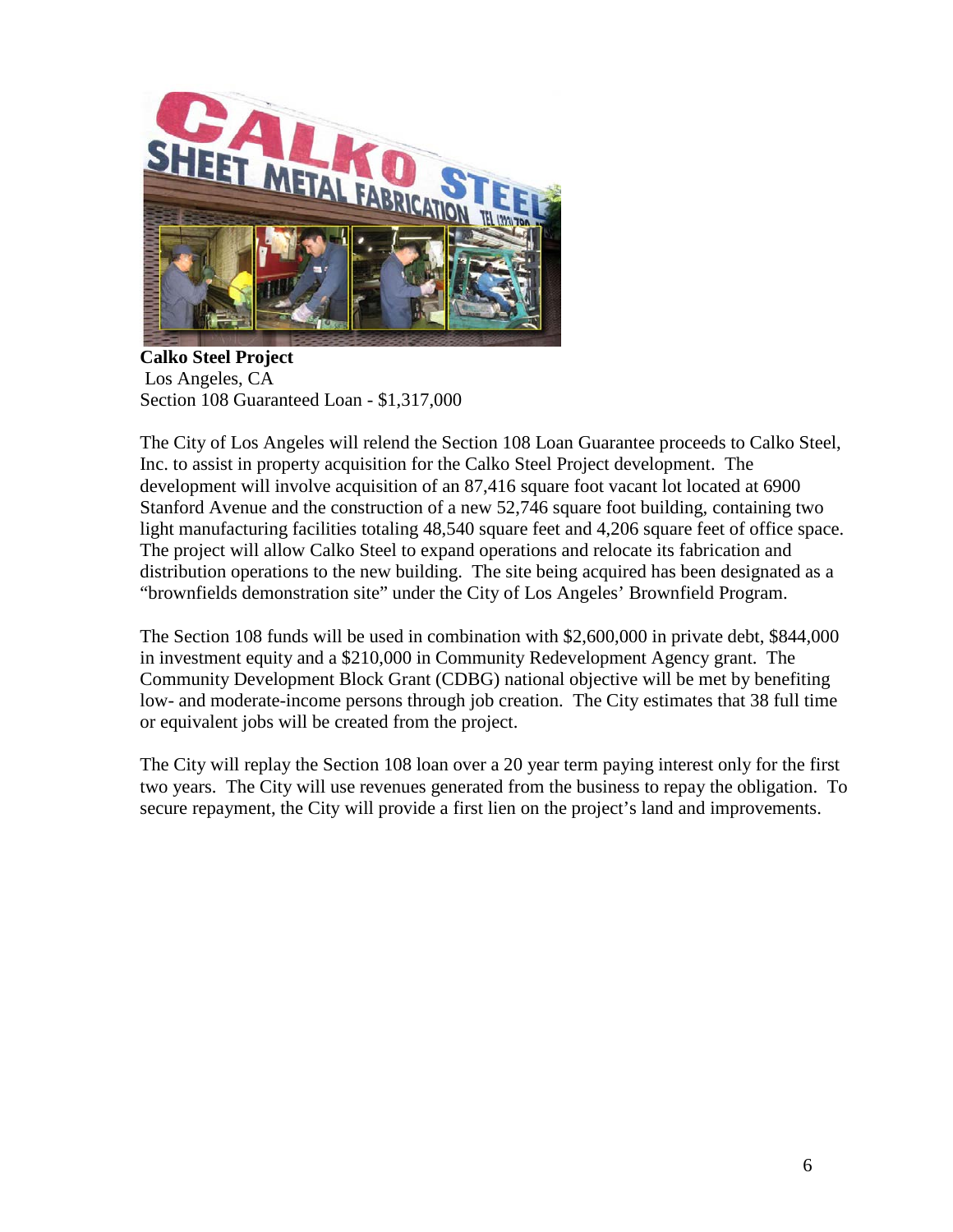**Calko Steel Project**
Los Angeles, CA
Section 108 Guaranteed Loan - $1,317,000

The City of Los Angeles will relend the Section 108 Loan Guarantee proceeds to Calko Steel, Inc. to assist in property acquisition for the Calko Steel Project development. The development will involve acquisition of an 87,416 square foot vacant lot located at 6900 Stanford Avenue and the construction of a new 52,746 square foot building, containing two light manufacturing facilities totaling 48,540 square feet and 4,206 square feet of office space. The project will allow Calko Steel to expand operations and relocate its fabrication and distribution operations to the new building. The site being acquired has been designated as a "brownfields demonstration site" under the City of Los Angeles' Brownfield Program.

The Section 108 funds will be used in combination with $2,600,000 in private debt, $844,000 in investment equity and a $210,000 in Community Redevelopment Agency grant. The Community Development Block Grant (CDBG) national objective will be met by benefiting low- and moderate-income persons through job creation. The City estimates that 38 full time or equivalent jobs will be created from the project.

The City will replay the Section 108 loan over a 20 year term paying interest only for the first two years. The City will use revenues generated from the business to repay the obligation. To secure repayment, the City will provide a first lien on the project's land and improvements.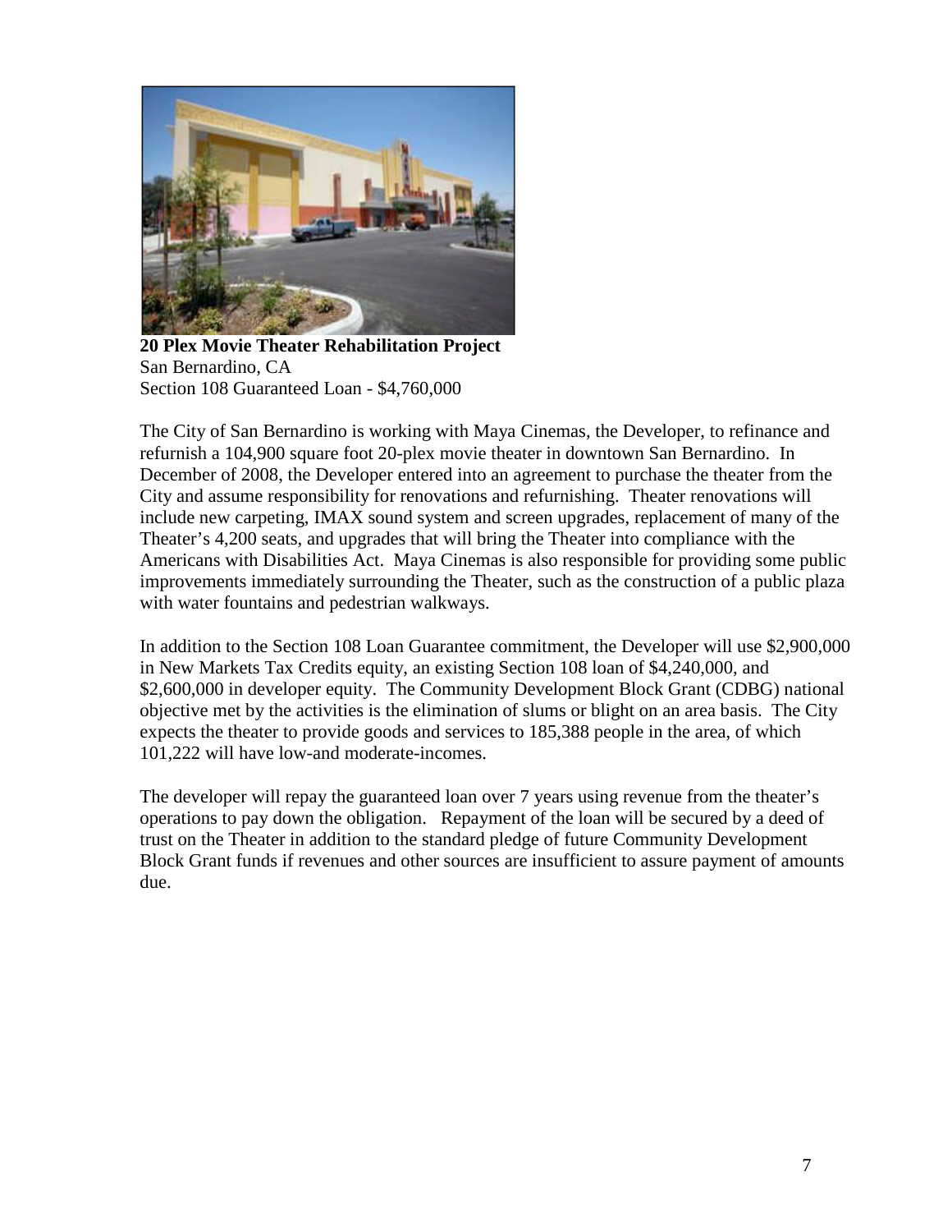**20 Plex Movie Theater Rehabilitation Project**
San Bernardino, CA
Section 108 Guaranteed Loan - $4,760,000

The City of San Bernardino is working with Maya Cinemas, the Developer, to refinance and refurnish a 104,900 square foot 20-plex movie theater in downtown San Bernardino. In December of 2008, the Developer entered into an agreement to purchase the theater from the City and assume responsibility for renovations and refurnishing. Theater renovations will include new carpeting, IMAX sound system and screen upgrades, replacement of many of the Theater's 4,200 seats, and upgrades that will bring the Theater into compliance with the Americans with Disabilities Act. Maya Cinemas is also responsible for providing some public improvements immediately surrounding the Theater, such as the construction of a public plaza with water fountains and pedestrian walkways.

In addition to the Section 108 Loan Guarantee commitment, the Developer will use $2,900,000 in New Markets Tax Credits equity, an existing Section 108 loan of $4,240,000, and $2,600,000 in developer equity. The Community Development Block Grant (CDBG) national objective met by the activities is the elimination of slums or blight on an area basis. The City expects the theater to provide goods and services to 185,388 people in the area, of which 101,222 will have low-and moderate-incomes.

The developer will repay the guaranteed loan over 7 years using revenue from the theater's operations to pay down the obligation. Repayment of the loan will be secured by a deed of trust on the Theater in addition to the standard pledge of future Community Development Block Grant funds if revenues and other sources are insufficient to assure payment of amounts due.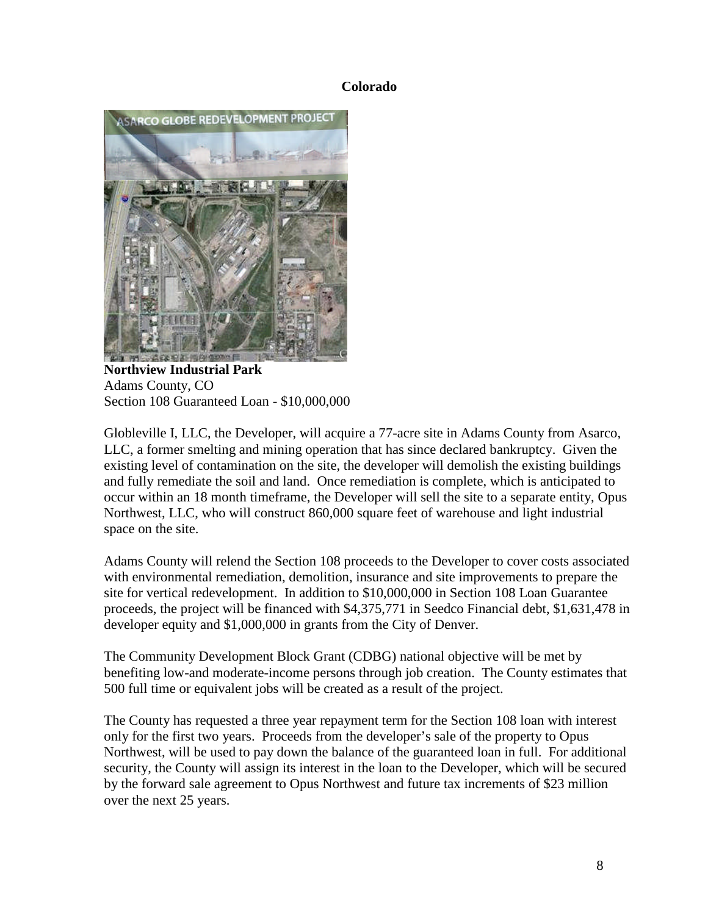# Colorado

**Northview Industrial Park**
Adams County, CO
Section 108 Guaranteed Loan - $10,000,000

Globleville I, LLC, the Developer, will acquire a 77-acre site in Adams County from Asarco, LLC, a former smelting and mining operation that has since declared bankruptcy. Given the existing level of contamination on the site, the developer will demolish the existing buildings and fully remediate the soil and land. Once remediation is complete, which is anticipated to occur within an 18 month timeframe, the Developer will sell the site to a separate entity, Opus Northwest, LLC, who will construct 860,000 square feet of warehouse and light industrial space on the site.

Adams County will relend the Section 108 proceeds to the Developer to cover costs associated with environmental remediation, demolition, insurance and site improvements to prepare the site for vertical redevelopment. In addition to $10,000,000 in Section 108 Loan Guarantee proceeds, the project will be financed with $4,375,771 in Seedco Financial debt, $1,631,478 in developer equity and $1,000,000 in grants from the City of Denver.

The Community Development Block Grant (CDBG) national objective will be met by benefiting low-and moderate-income persons through job creation. The County estimates that 500 full time or equivalent jobs will be created as a result of the project.

The County has requested a three year repayment term for the Section 108 loan with interest only for the first two years. Proceeds from the developer's sale of the property to Opus Northwest, will be used to pay down the balance of the guaranteed loan in full. For additional security, the County will assign its interest in the loan to the Developer, which will be secured by the forward sale agreement to Opus Northwest and future tax increments of $23 million over the next 25 years.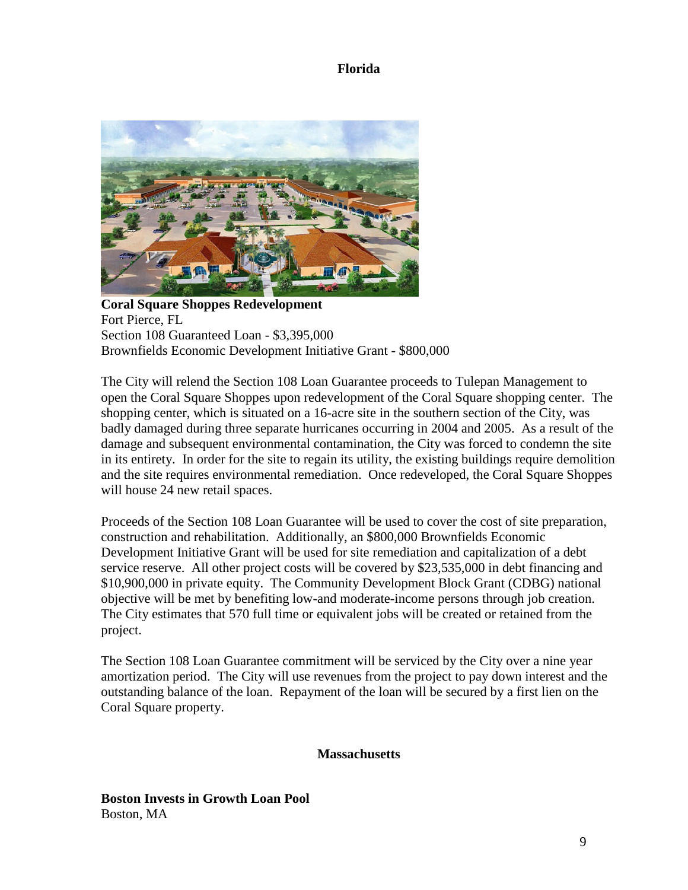## Florida

**Coral Square Shoppes Redevelopment**
Fort Pierce, FL
Section 108 Guaranteed Loan - $3,395,000
Brownfields Economic Development Initiative Grant - $800,000

The City will relend the Section 108 Loan Guarantee proceeds to Tulepan Management to open the Coral Square Shoppes upon redevelopment of the Coral Square shopping center. The shopping center, which is situated on a 16-acre site in the southern section of the City, was badly damaged during three separate hurricanes occurring in 2004 and 2005. As a result of the damage and subsequent environmental contamination, the City was forced to condemn the site in its entirety. In order for the site to regain its utility, the existing buildings require demolition and the site requires environmental remediation. Once redeveloped, the Coral Square Shoppes will house 24 new retail spaces.

Proceeds of the Section 108 Loan Guarantee will be used to cover the cost of site preparation, construction and rehabilitation. Additionally, an $800,000 Brownfields Economic Development Initiative Grant will be used for site remediation and capitalization of a debt service reserve. All other project costs will be covered by $23,535,000 in debt financing and $10,900,000 in private equity. The Community Development Block Grant (CDBG) national objective will be met by benefiting low-and moderate-income persons through job creation. The City estimates that 570 full time or equivalent jobs will be created or retained from the project.

The Section 108 Loan Guarantee commitment will be serviced by the City over a nine year amortization period. The City will use revenues from the project to pay down interest and the outstanding balance of the loan. Repayment of the loan will be secured by a first lien on the Coral Square property.

## Massachusetts

**Boston Invests in Growth Loan Pool**
Boston, MA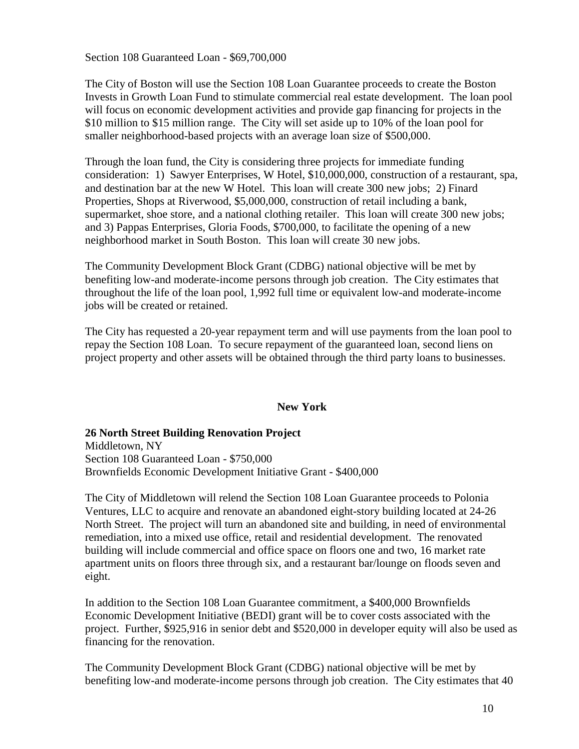Section 108 Guaranteed Loan - $69,700,000

The City of Boston will use the Section 108 Loan Guarantee proceeds to create the Boston Invests in Growth Loan Fund to stimulate commercial real estate development. The loan pool will focus on economic development activities and provide gap financing for projects in the $10 million to $15 million range. The City will set aside up to 10% of the loan pool for smaller neighborhood-based projects with an average loan size of $500,000.

Through the loan fund, the City is considering three projects for immediate funding consideration: 1) Sawyer Enterprises, W Hotel, $10,000,000, construction of a restaurant, spa, and destination bar at the new W Hotel. This loan will create 300 new jobs; 2) Finard Properties, Shops at Riverwood, $5,000,000, construction of retail including a bank, supermarket, shoe store, and a national clothing retailer. This loan will create 300 new jobs; and 3) Pappas Enterprises, Gloria Foods, $700,000, to facilitate the opening of a new neighborhood market in South Boston. This loan will create 30 new jobs.

The Community Development Block Grant (CDBG) national objective will be met by benefiting low-and moderate-income persons through job creation. The City estimates that throughout the life of the loan pool, 1,992 full time or equivalent low-and moderate-income jobs will be created or retained.

The City has requested a 20-year repayment term and will use payments from the loan pool to repay the Section 108 Loan. To secure repayment of the guaranteed loan, second liens on project property and other assets will be obtained through the third party loans to businesses.

## New York

**26 North Street Building Renovation Project**
Middletown, NY
Section 108 Guaranteed Loan - $750,000
Brownfields Economic Development Initiative Grant - $400,000

The City of Middletown will relend the Section 108 Loan Guarantee proceeds to Polonia Ventures, LLC to acquire and renovate an abandoned eight-story building located at 24-26 North Street. The project will turn an abandoned site and building, in need of environmental remediation, into a mixed use office, retail and residential development. The renovated building will include commercial and office space on floors one and two, 16 market rate apartment units on floors three through six, and a restaurant bar/lounge on floods seven and eight.

In addition to the Section 108 Loan Guarantee commitment, a $400,000 Brownfields Economic Development Initiative (BEDI) grant will be to cover costs associated with the project. Further, $925,916 in senior debt and $520,000 in developer equity will also be used as financing for the renovation.

The Community Development Block Grant (CDBG) national objective will be met by benefiting low-and moderate-income persons through job creation. The City estimates that 40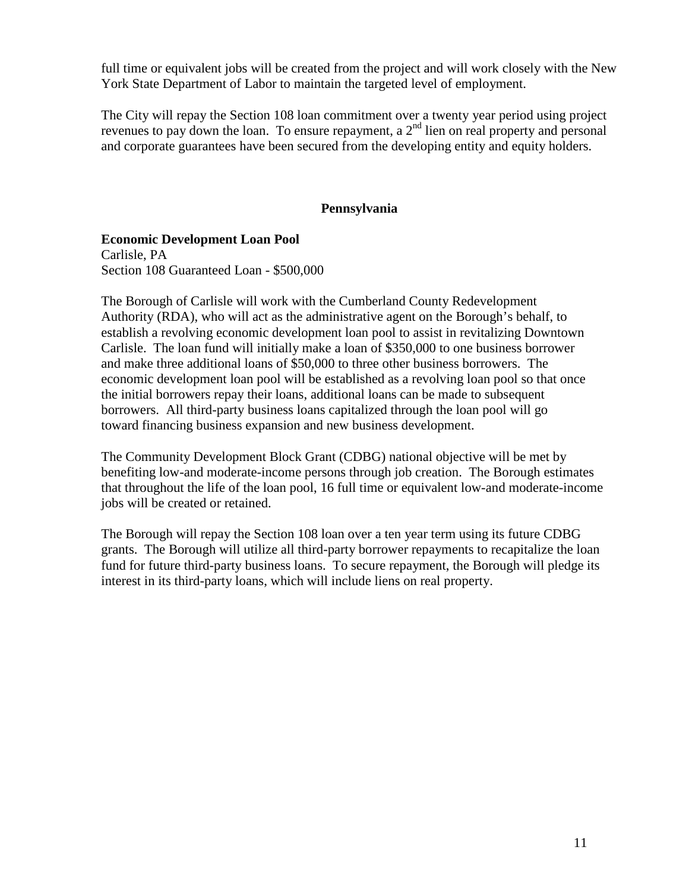full time or equivalent jobs will be created from the project and will work closely with the New York State Department of Labor to maintain the targeted level of employment.

The City will repay the Section 108 loan commitment over a twenty year period using project revenues to pay down the loan. To ensure repayment, a 2nd lien on real property and personal and corporate guarantees have been secured from the developing entity and equity holders.

## Pennsylvania

**Economic Development Loan Pool**
Carlisle, PA
Section 108 Guaranteed Loan - $500,000

The Borough of Carlisle will work with the Cumberland County Redevelopment Authority (RDA), who will act as the administrative agent on the Borough's behalf, to establish a revolving economic development loan pool to assist in revitalizing Downtown Carlisle. The loan fund will initially make a loan of $350,000 to one business borrower and make three additional loans of $50,000 to three other business borrowers. The economic development loan pool will be established as a revolving loan pool so that once the initial borrowers repay their loans, additional loans can be made to subsequent borrowers. All third-party business loans capitalized through the loan pool will go toward financing business expansion and new business development.

The Community Development Block Grant (CDBG) national objective will be met by benefiting low-and moderate-income persons through job creation. The Borough estimates that throughout the life of the loan pool, 16 full time or equivalent low-and moderate-income jobs will be created or retained.

The Borough will repay the Section 108 loan over a ten year term using its future CDBG grants. The Borough will utilize all third-party borrower repayments to recapitalize the loan fund for future third-party business loans. To secure repayment, the Borough will pledge its interest in its third-party loans, which will include liens on real property.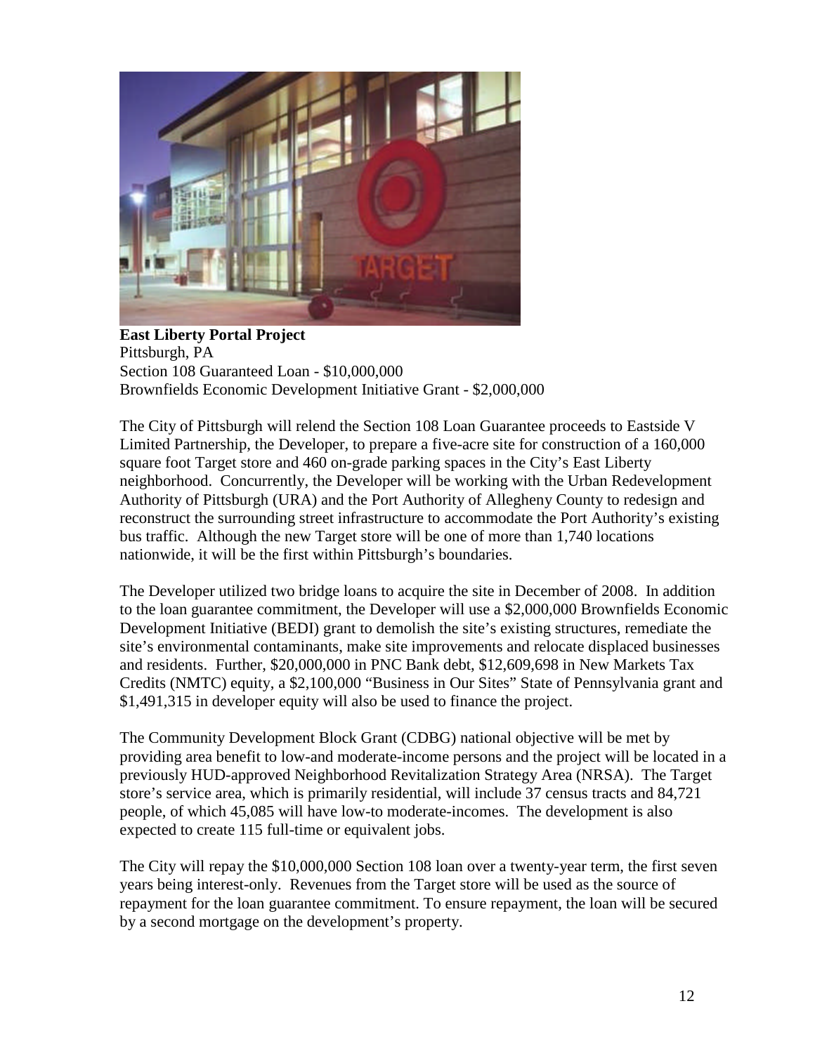**East Liberty Portal Project**
Pittsburgh, PA
Section 108 Guaranteed Loan - $10,000,000
Brownfields Economic Development Initiative Grant - $2,000,000

The City of Pittsburgh will relend the Section 108 Loan Guarantee proceeds to Eastside V Limited Partnership, the Developer, to prepare a five-acre site for construction of a 160,000 square foot Target store and 460 on-grade parking spaces in the City's East Liberty neighborhood. Concurrently, the Developer will be working with the Urban Redevelopment Authority of Pittsburgh (URA) and the Port Authority of Allegheny County to redesign and reconstruct the surrounding street infrastructure to accommodate the Port Authority's existing bus traffic. Although the new Target store will be one of more than 1,740 locations nationwide, it will be the first within Pittsburgh's boundaries.

The Developer utilized two bridge loans to acquire the site in December of 2008. In addition to the loan guarantee commitment, the Developer will use a $2,000,000 Brownfields Economic Development Initiative (BEDI) grant to demolish the site's existing structures, remediate the site's environmental contaminants, make site improvements and relocate displaced businesses and residents. Further, $20,000,000 in PNC Bank debt, $12,609,698 in New Markets Tax Credits (NMTC) equity, a $2,100,000 "Business in Our Sites" State of Pennsylvania grant and $1,491,315 in developer equity will also be used to finance the project.

The Community Development Block Grant (CDBG) national objective will be met by providing area benefit to low-and moderate-income persons and the project will be located in a previously HUD-approved Neighborhood Revitalization Strategy Area (NRSA). The Target store's service area, which is primarily residential, will include 37 census tracts and 84,721 people, of which 45,085 will have low-to moderate-incomes. The development is also expected to create 115 full-time or equivalent jobs.

The City will repay the $10,000,000 Section 108 loan over a twenty-year term, the first seven years being interest-only. Revenues from the Target store will be used as the source of repayment for the loan guarantee commitment. To ensure repayment, the loan will be secured by a second mortgage on the development's property.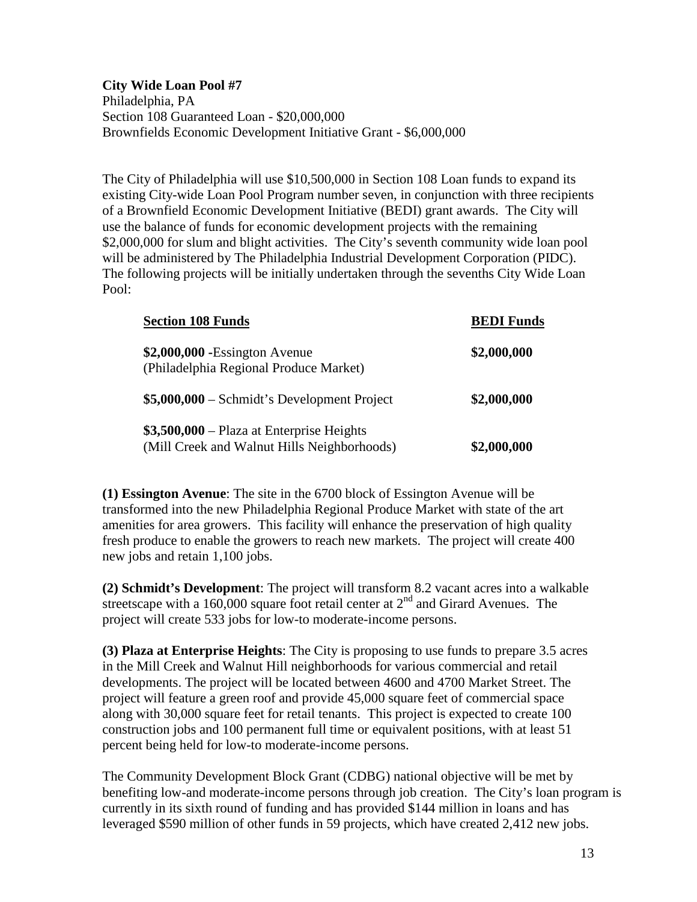**City Wide Loan Pool #7**
Philadelphia, PA
Section 108 Guaranteed Loan - $20,000,000
Brownfields Economic Development Initiative Grant - $6,000,000

The City of Philadelphia will use $10,500,000 in Section 108 Loan funds to expand its existing City-wide Loan Pool Program number seven, in conjunction with three recipients of a Brownfield Economic Development Initiative (BEDI) grant awards. The City will use the balance of funds for economic development projects with the remaining $2,000,000 for slum and blight activities. The City's seventh community wide loan pool will be administered by The Philadelphia Industrial Development Corporation (PIDC). The following projects will be initially undertaken through the sevenths City Wide Loan Pool:

| Section 108 Funds | BEDI Funds |
|---|---|
| **$2,000,000** -Essington Avenue (Philadelphia Regional Produce Market) | **$2,000,000** |
| **$5,000,000** – Schmidt's Development Project | **$2,000,000** |
| **$3,500,000** – Plaza at Enterprise Heights (Mill Creek and Walnut Hills Neighborhoods) | **$2,000,000** |

**(1) Essington Avenue**: The site in the 6700 block of Essington Avenue will be transformed into the new Philadelphia Regional Produce Market with state of the art amenities for area growers. This facility will enhance the preservation of high quality fresh produce to enable the growers to reach new markets. The project will create 400 new jobs and retain 1,100 jobs.

**(2) Schmidt's Development**: The project will transform 8.2 vacant acres into a walkable streetscape with a 160,000 square foot retail center at 2nd and Girard Avenues. The project will create 533 jobs for low-to moderate-income persons.

**(3) Plaza at Enterprise Heights**: The City is proposing to use funds to prepare 3.5 acres in the Mill Creek and Walnut Hill neighborhoods for various commercial and retail developments. The project will be located between 4600 and 4700 Market Street. The project will feature a green roof and provide 45,000 square feet of commercial space along with 30,000 square feet for retail tenants. This project is expected to create 100 construction jobs and 100 permanent full time or equivalent positions, with at least 51 percent being held for low-to moderate-income persons.

The Community Development Block Grant (CDBG) national objective will be met by benefiting low-and moderate-income persons through job creation. The City's loan program is currently in its sixth round of funding and has provided $144 million in loans and has leveraged $590 million of other funds in 59 projects, which have created 2,412 new jobs.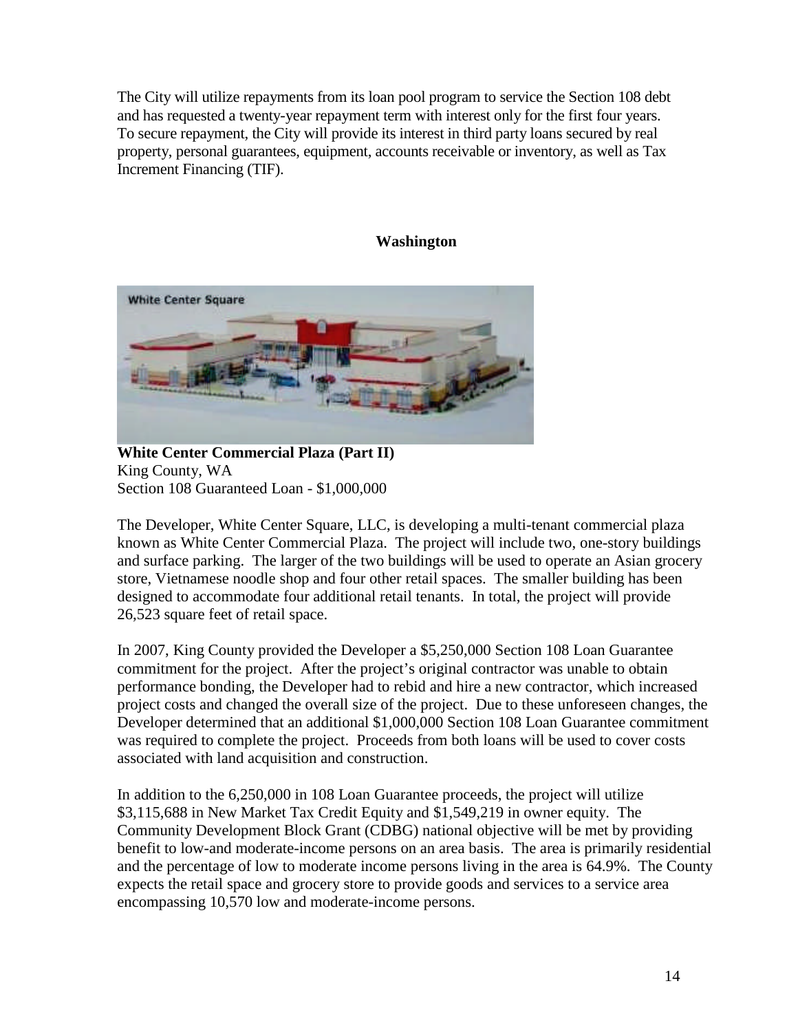The City will utilize repayments from its loan pool program to service the Section 108 debt and has requested a twenty-year repayment term with interest only for the first four years. To secure repayment, the City will provide its interest in third party loans secured by real property, personal guarantees, equipment, accounts receivable or inventory, as well as Tax Increment Financing (TIF).

## Washington

**White Center Commercial Plaza (Part II)**
King County, WA
Section 108 Guaranteed Loan - $1,000,000

The Developer, White Center Square, LLC, is developing a multi-tenant commercial plaza known as White Center Commercial Plaza. The project will include two, one-story buildings and surface parking. The larger of the two buildings will be used to operate an Asian grocery store, Vietnamese noodle shop and four other retail spaces. The smaller building has been designed to accommodate four additional retail tenants. In total, the project will provide 26,523 square feet of retail space.

In 2007, King County provided the Developer a $5,250,000 Section 108 Loan Guarantee commitment for the project. After the project's original contractor was unable to obtain performance bonding, the Developer had to rebid and hire a new contractor, which increased project costs and changed the overall size of the project. Due to these unforeseen changes, the Developer determined that an additional $1,000,000 Section 108 Loan Guarantee commitment was required to complete the project. Proceeds from both loans will be used to cover costs associated with land acquisition and construction.

In addition to the 6,250,000 in 108 Loan Guarantee proceeds, the project will utilize $3,115,688 in New Market Tax Credit Equity and $1,549,219 in owner equity. The Community Development Block Grant (CDBG) national objective will be met by providing benefit to low-and moderate-income persons on an area basis. The area is primarily residential and the percentage of low to moderate income persons living in the area is 64.9%. The County expects the retail space and grocery store to provide goods and services to a service area encompassing 10,570 low and moderate-income persons.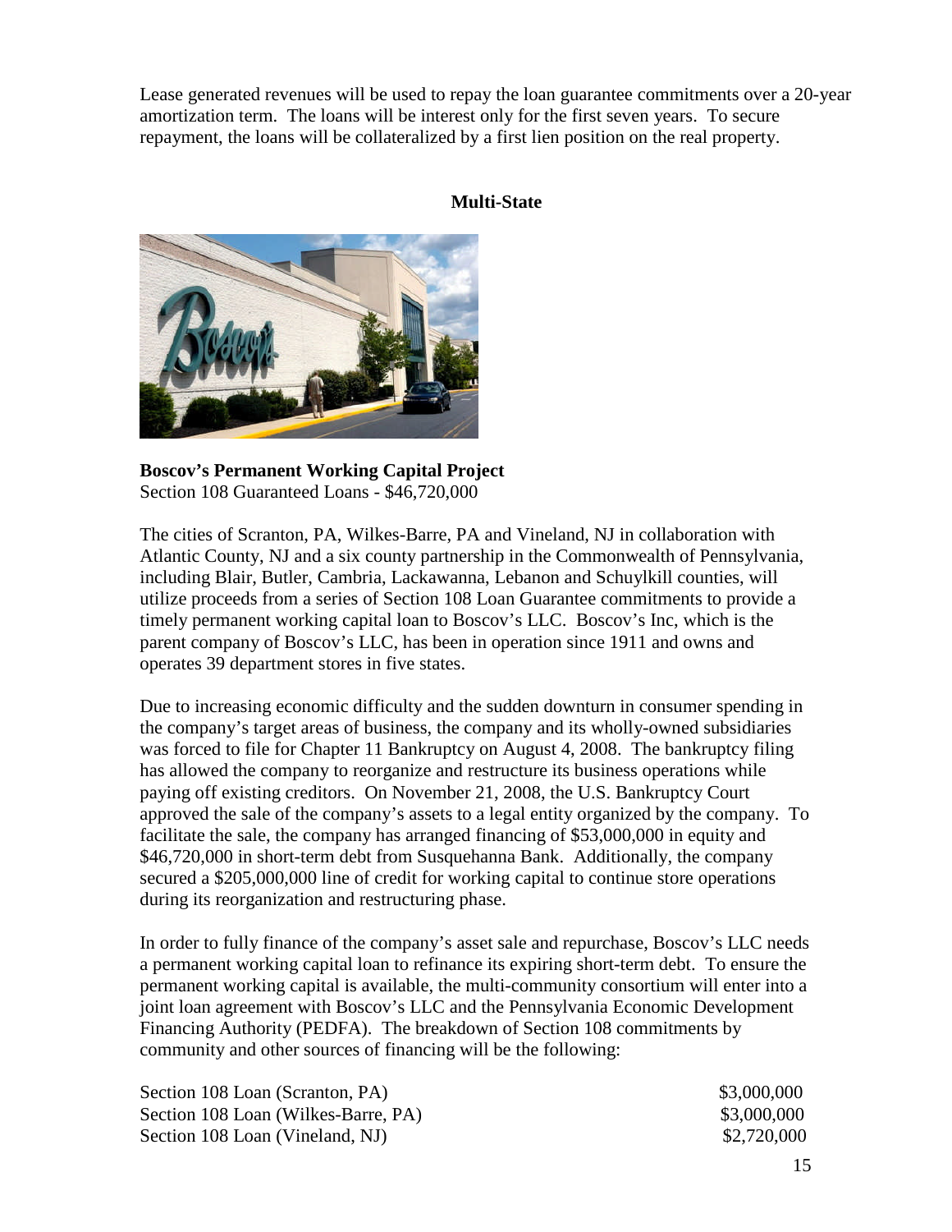Lease generated revenues will be used to repay the loan guarantee commitments over a 20-year amortization term. The loans will be interest only for the first seven years. To secure repayment, the loans will be collateralized by a first lien position on the real property.

## Multi-State

**Boscov's Permanent Working Capital Project**
Section 108 Guaranteed Loans - $46,720,000

The cities of Scranton, PA, Wilkes-Barre, PA and Vineland, NJ in collaboration with Atlantic County, NJ and a six county partnership in the Commonwealth of Pennsylvania, including Blair, Butler, Cambria, Lackawanna, Lebanon and Schuylkill counties, will utilize proceeds from a series of Section 108 Loan Guarantee commitments to provide a timely permanent working capital loan to Boscov's LLC. Boscov's Inc, which is the parent company of Boscov's LLC, has been in operation since 1911 and owns and operates 39 department stores in five states.

Due to increasing economic difficulty and the sudden downturn in consumer spending in the company's target areas of business, the company and its wholly-owned subsidiaries was forced to file for Chapter 11 Bankruptcy on August 4, 2008. The bankruptcy filing has allowed the company to reorganize and restructure its business operations while paying off existing creditors. On November 21, 2008, the U.S. Bankruptcy Court approved the sale of the company's assets to a legal entity organized by the company. To facilitate the sale, the company has arranged financing of $53,000,000 in equity and $46,720,000 in short-term debt from Susquehanna Bank. Additionally, the company secured a $205,000,000 line of credit for working capital to continue store operations during its reorganization and restructuring phase.

In order to fully finance of the company's asset sale and repurchase, Boscov's LLC needs a permanent working capital loan to refinance its expiring short-term debt. To ensure the permanent working capital is available, the multi-community consortium will enter into a joint loan agreement with Boscov's LLC and the Pennsylvania Economic Development Financing Authority (PEDFA). The breakdown of Section 108 commitments by community and other sources of financing will be the following:

| | |
|---|---|
| Section 108 Loan (Scranton, PA) | $3,000,000 |
| Section 108 Loan (Wilkes-Barre, PA) | $3,000,000 |
| Section 108 Loan (Vineland, NJ) | $2,720,000 |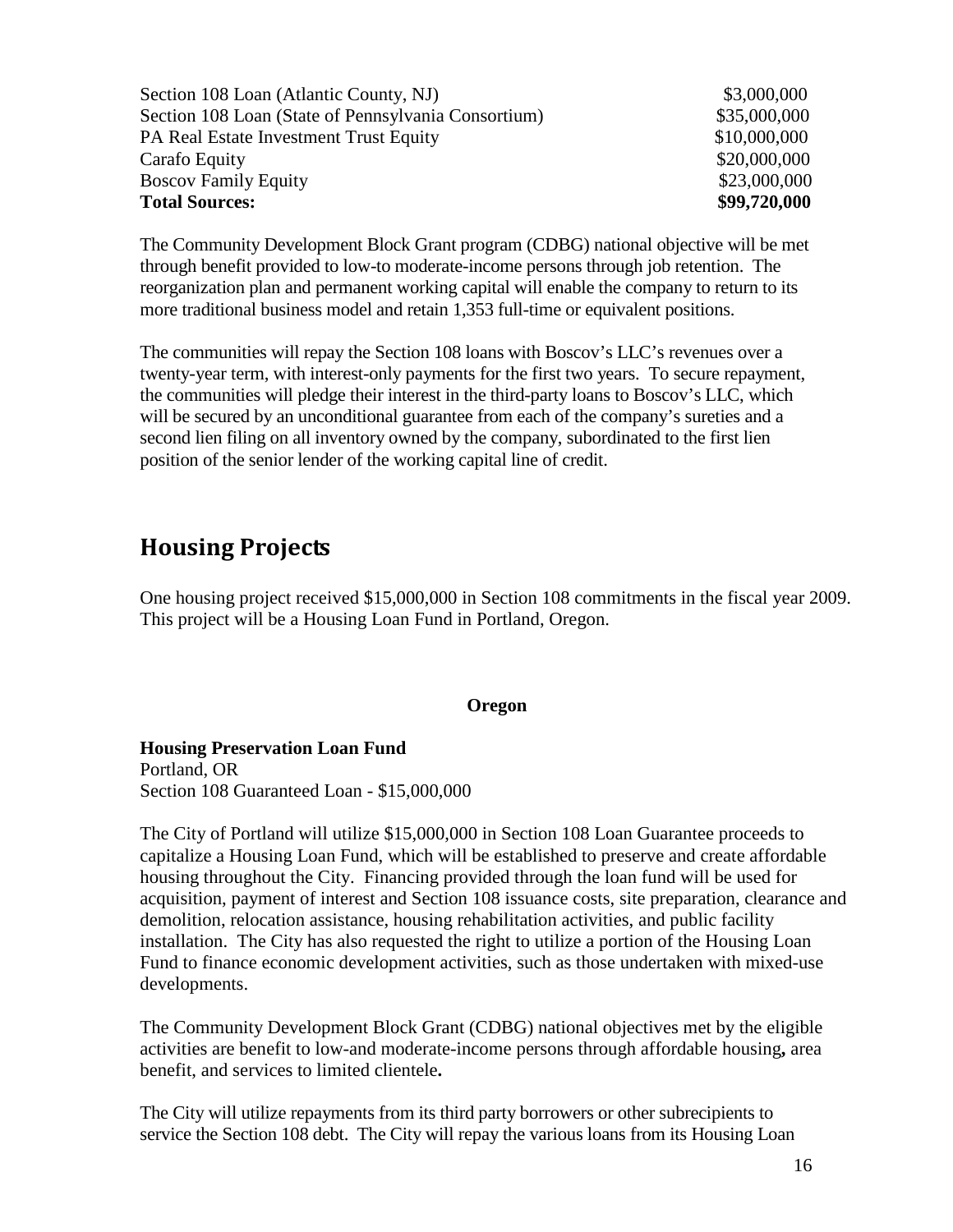| | |
|---|---|
| Section 108 Loan (Atlantic County, NJ) | \$3,000,000 |
| Section 108 Loan (State of Pennsylvania Consortium) | \$35,000,000 |
| PA Real Estate Investment Trust Equity | \$10,000,000 |
| Carafo Equity | \$20,000,000 |
| Boscov Family Equity | \$23,000,000 |
| **Total Sources:** | **\$99,720,000** |

The Community Development Block Grant program (CDBG) national objective will be met through benefit provided to low-to moderate-income persons through job retention. The reorganization plan and permanent working capital will enable the company to return to its more traditional business model and retain 1,353 full-time or equivalent positions.

The communities will repay the Section 108 loans with Boscov's LLC's revenues over a twenty-year term, with interest-only payments for the first two years. To secure repayment, the communities will pledge their interest in the third-party loans to Boscov's LLC, which will be secured by an unconditional guarantee from each of the company's sureties and a second lien filing on all inventory owned by the company, subordinated to the first lien position of the senior lender of the working capital line of credit.

## Housing Projects

One housing project received \$15,000,000 in Section 108 commitments in the fiscal year 2009. This project will be a Housing Loan Fund in Portland, Oregon.

### Oregon

**Housing Preservation Loan Fund**
Portland, OR
Section 108 Guaranteed Loan - \$15,000,000

The City of Portland will utilize \$15,000,000 in Section 108 Loan Guarantee proceeds to capitalize a Housing Loan Fund, which will be established to preserve and create affordable housing throughout the City. Financing provided through the loan fund will be used for acquisition, payment of interest and Section 108 issuance costs, site preparation, clearance and demolition, relocation assistance, housing rehabilitation activities, and public facility installation. The City has also requested the right to utilize a portion of the Housing Loan Fund to finance economic development activities, such as those undertaken with mixed-use developments.

The Community Development Block Grant (CDBG) national objectives met by the eligible activities are benefit to low-and moderate-income persons through affordable housing**,** area benefit, and services to limited clientele**.**

The City will utilize repayments from its third party borrowers or other subrecipients to service the Section 108 debt. The City will repay the various loans from its Housing Loan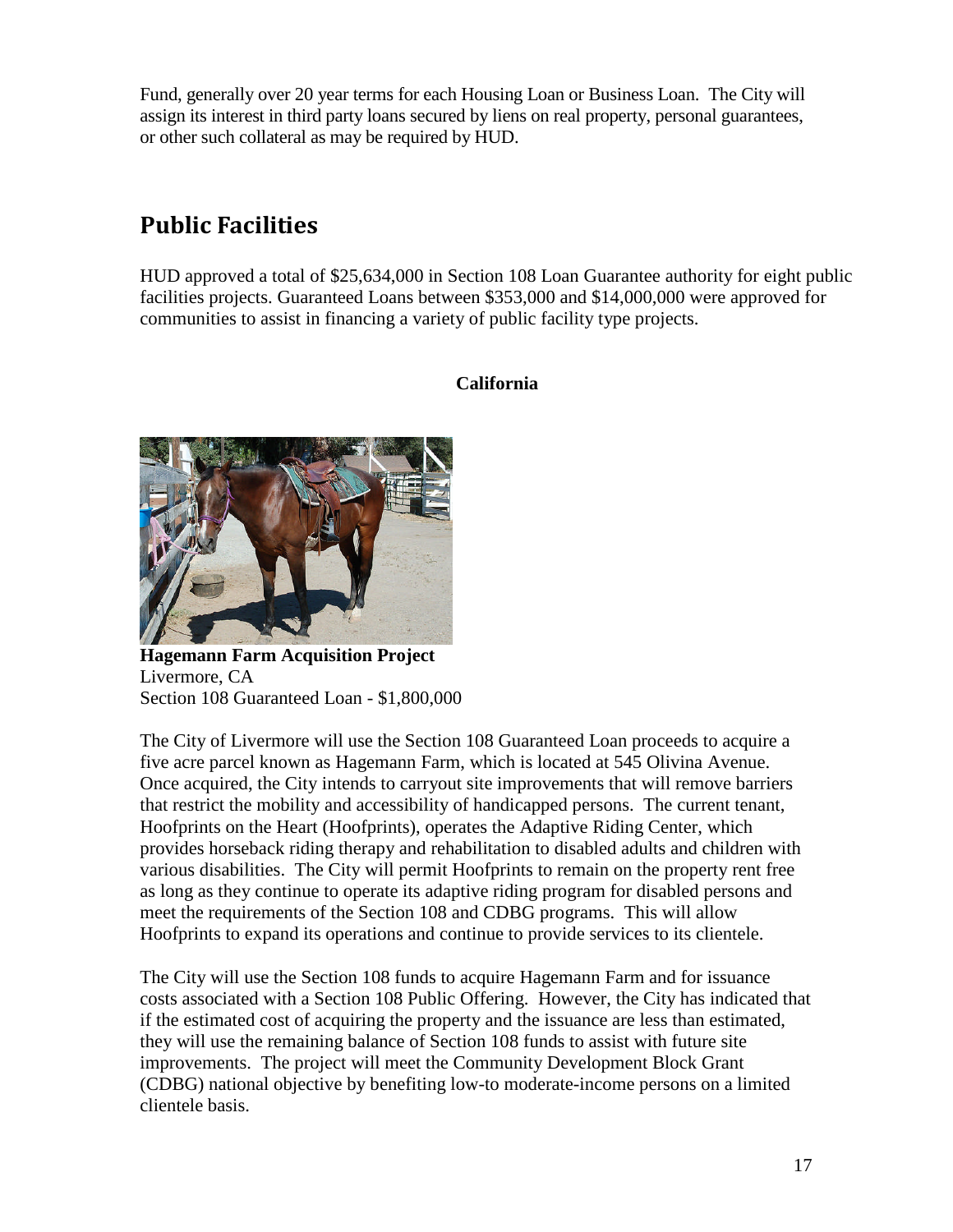Fund, generally over 20 year terms for each Housing Loan or Business Loan. The City will assign its interest in third party loans secured by liens on real property, personal guarantees, or other such collateral as may be required by HUD.

## Public Facilities

HUD approved a total of $25,634,000 in Section 108 Loan Guarantee authority for eight public facilities projects. Guaranteed Loans between $353,000 and $14,000,000 were approved for communities to assist in financing a variety of public facility type projects.

**California**

**Hagemann Farm Acquisition Project**
Livermore, CA
Section 108 Guaranteed Loan - $1,800,000

The City of Livermore will use the Section 108 Guaranteed Loan proceeds to acquire a five acre parcel known as Hagemann Farm, which is located at 545 Olivina Avenue. Once acquired, the City intends to carryout site improvements that will remove barriers that restrict the mobility and accessibility of handicapped persons. The current tenant, Hoofprints on the Heart (Hoofprints), operates the Adaptive Riding Center, which provides horseback riding therapy and rehabilitation to disabled adults and children with various disabilities. The City will permit Hoofprints to remain on the property rent free as long as they continue to operate its adaptive riding program for disabled persons and meet the requirements of the Section 108 and CDBG programs. This will allow Hoofprints to expand its operations and continue to provide services to its clientele.

The City will use the Section 108 funds to acquire Hagemann Farm and for issuance costs associated with a Section 108 Public Offering. However, the City has indicated that if the estimated cost of acquiring the property and the issuance are less than estimated, they will use the remaining balance of Section 108 funds to assist with future site improvements. The project will meet the Community Development Block Grant (CDBG) national objective by benefiting low-to moderate-income persons on a limited clientele basis.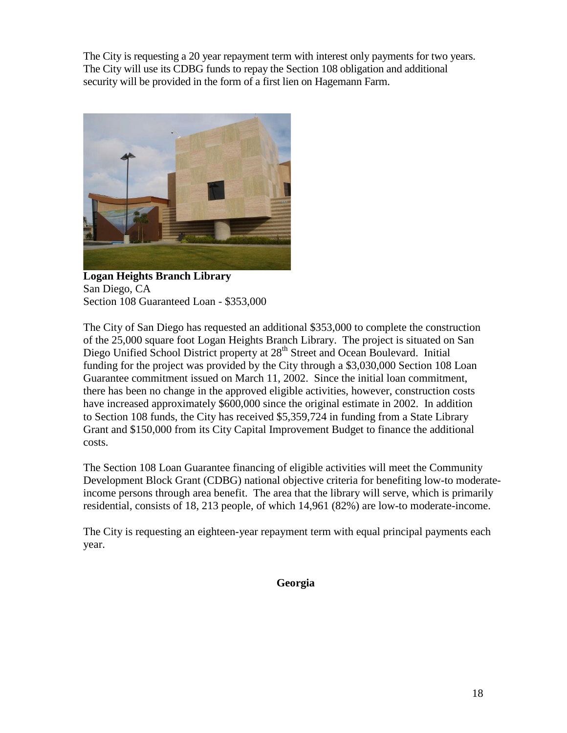The City is requesting a 20 year repayment term with interest only payments for two years. The City will use its CDBG funds to repay the Section 108 obligation and additional security will be provided in the form of a first lien on Hagemann Farm.

**Logan Heights Branch Library**
San Diego, CA
Section 108 Guaranteed Loan - $353,000

The City of San Diego has requested an additional $353,000 to complete the construction of the 25,000 square foot Logan Heights Branch Library. The project is situated on San Diego Unified School District property at 28th Street and Ocean Boulevard. Initial funding for the project was provided by the City through a $3,030,000 Section 108 Loan Guarantee commitment issued on March 11, 2002. Since the initial loan commitment, there has been no change in the approved eligible activities, however, construction costs have increased approximately $600,000 since the original estimate in 2002. In addition to Section 108 funds, the City has received $5,359,724 in funding from a State Library Grant and $150,000 from its City Capital Improvement Budget to finance the additional costs.

The Section 108 Loan Guarantee financing of eligible activities will meet the Community Development Block Grant (CDBG) national objective criteria for benefiting low-to moderate-income persons through area benefit. The area that the library will serve, which is primarily residential, consists of 18, 213 people, of which 14,961 (82%) are low-to moderate-income.

The City is requesting an eighteen-year repayment term with equal principal payments each year.

## Georgia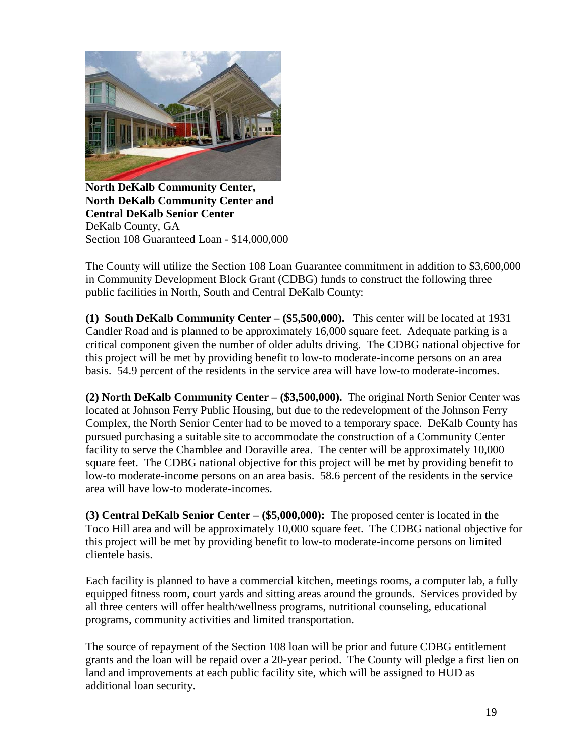**North DeKalb Community Center,**
**North DeKalb Community Center and**
**Central DeKalb Senior Center**
DeKalb County, GA
Section 108 Guaranteed Loan - $14,000,000

The County will utilize the Section 108 Loan Guarantee commitment in addition to $3,600,000 in Community Development Block Grant (CDBG) funds to construct the following three public facilities in North, South and Central DeKalb County:

**(1) South DeKalb Community Center – ($5,500,000).** This center will be located at 1931 Candler Road and is planned to be approximately 16,000 square feet. Adequate parking is a critical component given the number of older adults driving. The CDBG national objective for this project will be met by providing benefit to low-to moderate-income persons on an area basis. 54.9 percent of the residents in the service area will have low-to moderate-incomes.

**(2) North DeKalb Community Center – ($3,500,000).** The original North Senior Center was located at Johnson Ferry Public Housing, but due to the redevelopment of the Johnson Ferry Complex, the North Senior Center had to be moved to a temporary space. DeKalb County has pursued purchasing a suitable site to accommodate the construction of a Community Center facility to serve the Chamblee and Doraville area. The center will be approximately 10,000 square feet. The CDBG national objective for this project will be met by providing benefit to low-to moderate-income persons on an area basis. 58.6 percent of the residents in the service area will have low-to moderate-incomes.

**(3) Central DeKalb Senior Center – ($5,000,000):** The proposed center is located in the Toco Hill area and will be approximately 10,000 square feet. The CDBG national objective for this project will be met by providing benefit to low-to moderate-income persons on limited clientele basis.

Each facility is planned to have a commercial kitchen, meetings rooms, a computer lab, a fully equipped fitness room, court yards and sitting areas around the grounds. Services provided by all three centers will offer health/wellness programs, nutritional counseling, educational programs, community activities and limited transportation.

The source of repayment of the Section 108 loan will be prior and future CDBG entitlement grants and the loan will be repaid over a 20-year period. The County will pledge a first lien on land and improvements at each public facility site, which will be assigned to HUD as additional loan security.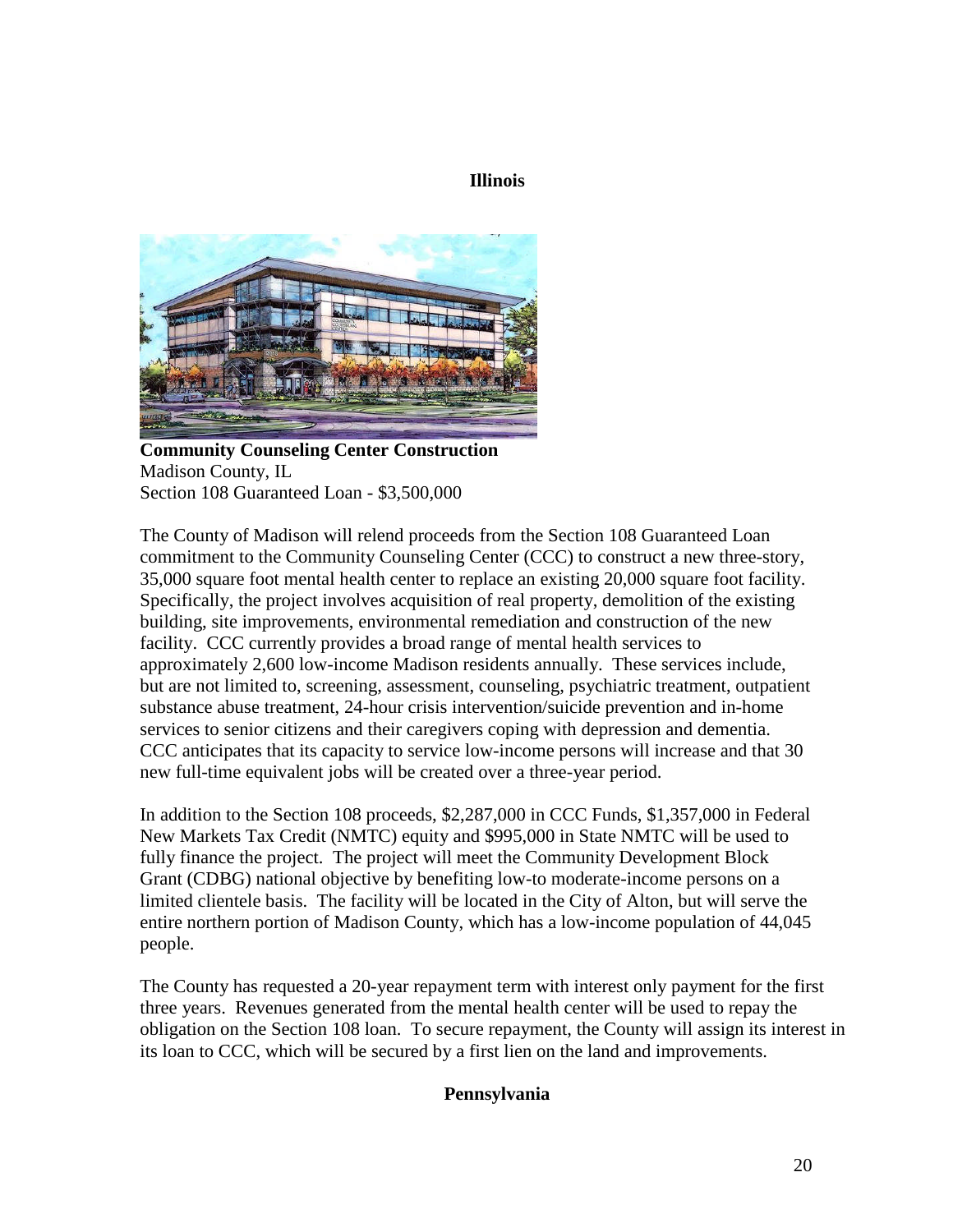## Illinois

**Community Counseling Center Construction**
Madison County, IL
Section 108 Guaranteed Loan - $3,500,000

The County of Madison will relend proceeds from the Section 108 Guaranteed Loan commitment to the Community Counseling Center (CCC) to construct a new three-story, 35,000 square foot mental health center to replace an existing 20,000 square foot facility. Specifically, the project involves acquisition of real property, demolition of the existing building, site improvements, environmental remediation and construction of the new facility. CCC currently provides a broad range of mental health services to approximately 2,600 low-income Madison residents annually. These services include, but are not limited to, screening, assessment, counseling, psychiatric treatment, outpatient substance abuse treatment, 24-hour crisis intervention/suicide prevention and in-home services to senior citizens and their caregivers coping with depression and dementia. CCC anticipates that its capacity to service low-income persons will increase and that 30 new full-time equivalent jobs will be created over a three-year period.

In addition to the Section 108 proceeds, $2,287,000 in CCC Funds, $1,357,000 in Federal New Markets Tax Credit (NMTC) equity and $995,000 in State NMTC will be used to fully finance the project. The project will meet the Community Development Block Grant (CDBG) national objective by benefiting low-to moderate-income persons on a limited clientele basis. The facility will be located in the City of Alton, but will serve the entire northern portion of Madison County, which has a low-income population of 44,045 people.

The County has requested a 20-year repayment term with interest only payment for the first three years. Revenues generated from the mental health center will be used to repay the obligation on the Section 108 loan. To secure repayment, the County will assign its interest in its loan to CCC, which will be secured by a first lien on the land and improvements.

## Pennsylvania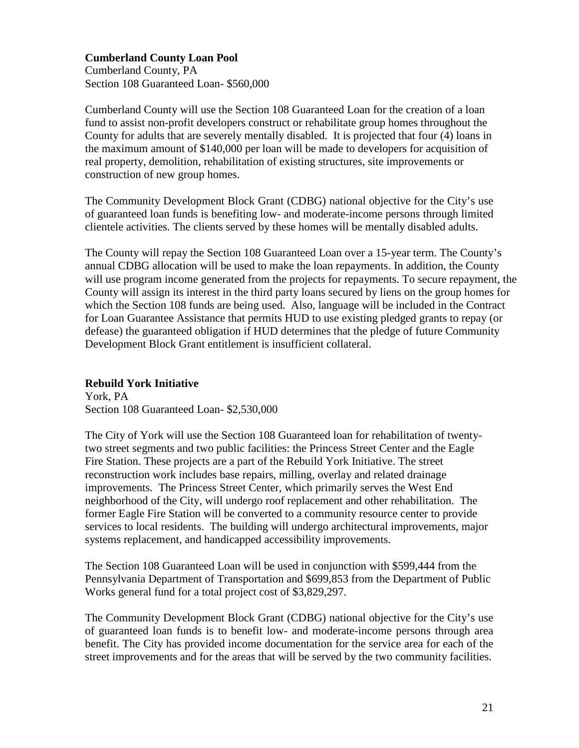**Cumberland County Loan Pool**
Cumberland County, PA
Section 108 Guaranteed Loan- $560,000

Cumberland County will use the Section 108 Guaranteed Loan for the creation of a loan fund to assist non-profit developers construct or rehabilitate group homes throughout the County for adults that are severely mentally disabled. It is projected that four (4) loans in the maximum amount of $140,000 per loan will be made to developers for acquisition of real property, demolition, rehabilitation of existing structures, site improvements or construction of new group homes.

The Community Development Block Grant (CDBG) national objective for the City's use of guaranteed loan funds is benefiting low- and moderate-income persons through limited clientele activities. The clients served by these homes will be mentally disabled adults.

The County will repay the Section 108 Guaranteed Loan over a 15-year term. The County's annual CDBG allocation will be used to make the loan repayments. In addition, the County will use program income generated from the projects for repayments. To secure repayment, the County will assign its interest in the third party loans secured by liens on the group homes for which the Section 108 funds are being used. Also, language will be included in the Contract for Loan Guarantee Assistance that permits HUD to use existing pledged grants to repay (or defease) the guaranteed obligation if HUD determines that the pledge of future Community Development Block Grant entitlement is insufficient collateral.

**Rebuild York Initiative**
York, PA
Section 108 Guaranteed Loan- $2,530,000

The City of York will use the Section 108 Guaranteed loan for rehabilitation of twenty-two street segments and two public facilities: the Princess Street Center and the Eagle Fire Station. These projects are a part of the Rebuild York Initiative. The street reconstruction work includes base repairs, milling, overlay and related drainage improvements. The Princess Street Center, which primarily serves the West End neighborhood of the City, will undergo roof replacement and other rehabilitation. The former Eagle Fire Station will be converted to a community resource center to provide services to local residents. The building will undergo architectural improvements, major systems replacement, and handicapped accessibility improvements.

The Section 108 Guaranteed Loan will be used in conjunction with $599,444 from the Pennsylvania Department of Transportation and $699,853 from the Department of Public Works general fund for a total project cost of $3,829,297.

The Community Development Block Grant (CDBG) national objective for the City's use of guaranteed loan funds is to benefit low- and moderate-income persons through area benefit. The City has provided income documentation for the service area for each of the street improvements and for the areas that will be served by the two community facilities.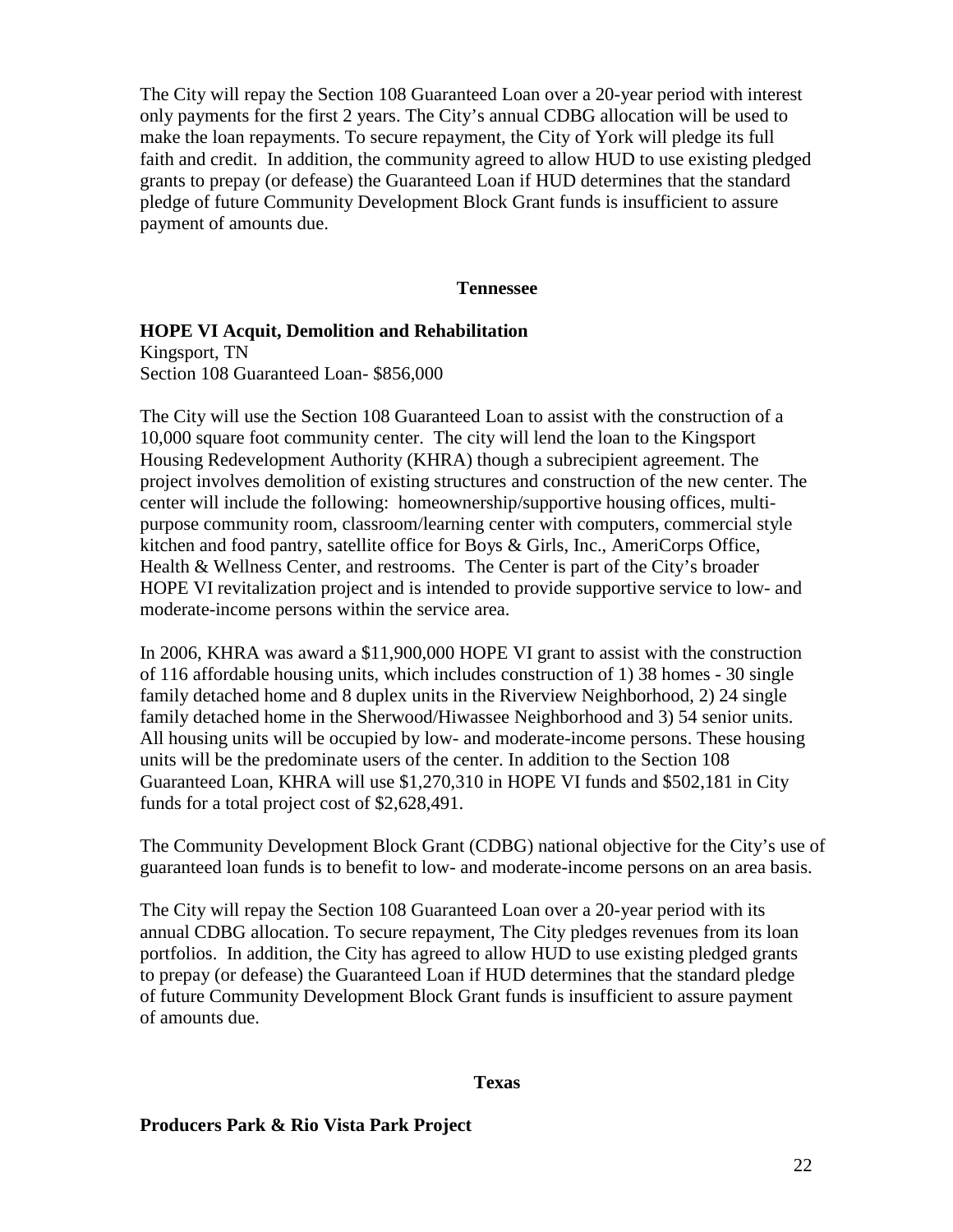The City will repay the Section 108 Guaranteed Loan over a 20-year period with interest only payments for the first 2 years. The City's annual CDBG allocation will be used to make the loan repayments. To secure repayment, the City of York will pledge its full faith and credit. In addition, the community agreed to allow HUD to use existing pledged grants to prepay (or defease) the Guaranteed Loan if HUD determines that the standard pledge of future Community Development Block Grant funds is insufficient to assure payment of amounts due.

## Tennessee

### HOPE VI Acquit, Demolition and Rehabilitation

Kingsport, TN
Section 108 Guaranteed Loan- $856,000

The City will use the Section 108 Guaranteed Loan to assist with the construction of a 10,000 square foot community center. The city will lend the loan to the Kingsport Housing Redevelopment Authority (KHRA) though a subrecipient agreement. The project involves demolition of existing structures and construction of the new center. The center will include the following: homeownership/supportive housing offices, multi-purpose community room, classroom/learning center with computers, commercial style kitchen and food pantry, satellite office for Boys & Girls, Inc., AmeriCorps Office, Health & Wellness Center, and restrooms. The Center is part of the City's broader HOPE VI revitalization project and is intended to provide supportive service to low- and moderate-income persons within the service area.

In 2006, KHRA was award a $11,900,000 HOPE VI grant to assist with the construction of 116 affordable housing units, which includes construction of 1) 38 homes - 30 single family detached home and 8 duplex units in the Riverview Neighborhood, 2) 24 single family detached home in the Sherwood/Hiwassee Neighborhood and 3) 54 senior units. All housing units will be occupied by low- and moderate-income persons. These housing units will be the predominate users of the center. In addition to the Section 108 Guaranteed Loan, KHRA will use $1,270,310 in HOPE VI funds and $502,181 in City funds for a total project cost of $2,628,491.

The Community Development Block Grant (CDBG) national objective for the City's use of guaranteed loan funds is to benefit to low- and moderate-income persons on an area basis.

The City will repay the Section 108 Guaranteed Loan over a 20-year period with its annual CDBG allocation. To secure repayment, The City pledges revenues from its loan portfolios. In addition, the City has agreed to allow HUD to use existing pledged grants to prepay (or defease) the Guaranteed Loan if HUD determines that the standard pledge of future Community Development Block Grant funds is insufficient to assure payment of amounts due.

## Texas

### Producers Park & Rio Vista Park Project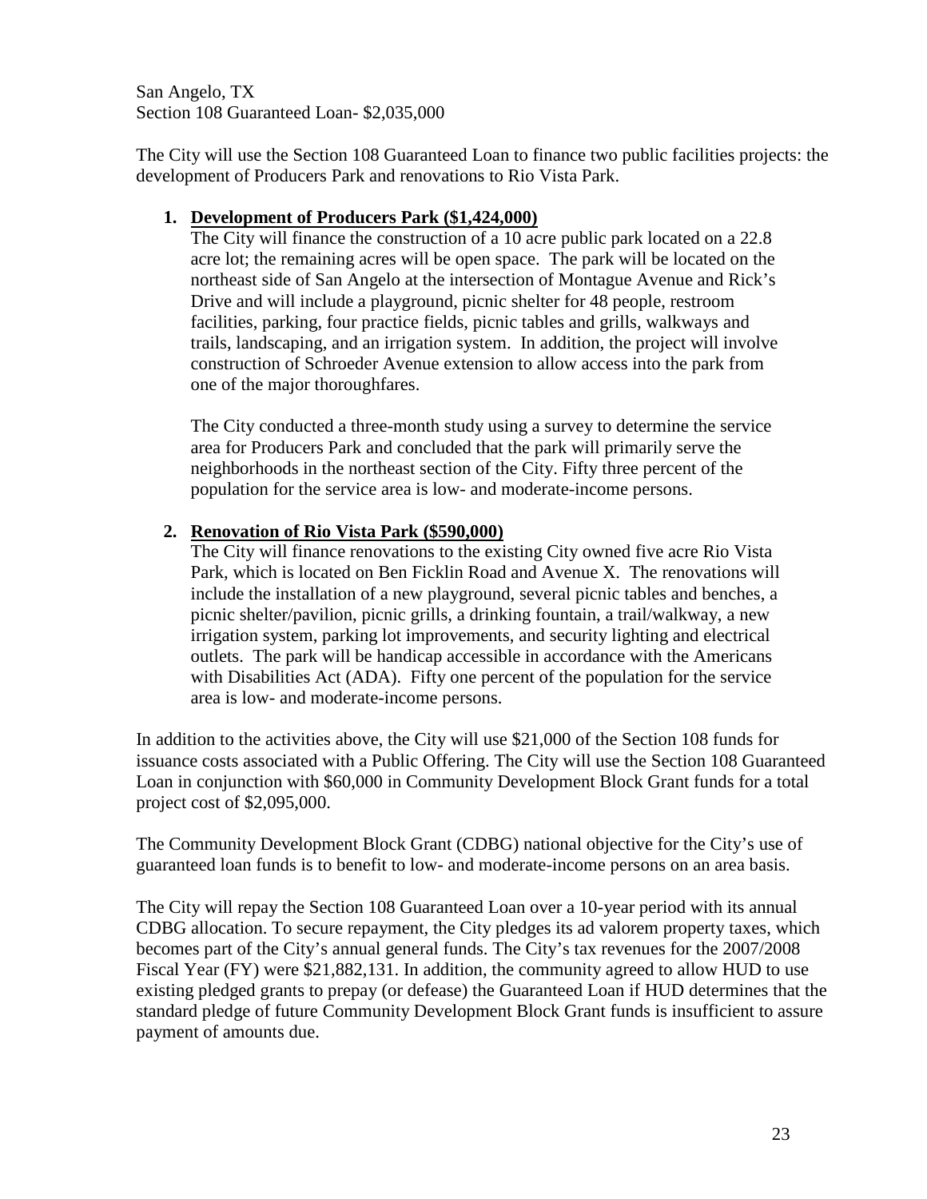San Angelo, TX
Section 108 Guaranteed Loan- $2,035,000

The City will use the Section 108 Guaranteed Loan to finance two public facilities projects: the development of Producers Park and renovations to Rio Vista Park.

1. **Development of Producers Park ($1,424,000)**

   The City will finance the construction of a 10 acre public park located on a 22.8 acre lot; the remaining acres will be open space. The park will be located on the northeast side of San Angelo at the intersection of Montague Avenue and Rick's Drive and will include a playground, picnic shelter for 48 people, restroom facilities, parking, four practice fields, picnic tables and grills, walkways and trails, landscaping, and an irrigation system. In addition, the project will involve construction of Schroeder Avenue extension to allow access into the park from one of the major thoroughfares.

   The City conducted a three-month study using a survey to determine the service area for Producers Park and concluded that the park will primarily serve the neighborhoods in the northeast section of the City. Fifty three percent of the population for the service area is low- and moderate-income persons.

2. **Renovation of Rio Vista Park ($590,000)**

   The City will finance renovations to the existing City owned five acre Rio Vista Park, which is located on Ben Ficklin Road and Avenue X. The renovations will include the installation of a new playground, several picnic tables and benches, a picnic shelter/pavilion, picnic grills, a drinking fountain, a trail/walkway, a new irrigation system, parking lot improvements, and security lighting and electrical outlets. The park will be handicap accessible in accordance with the Americans with Disabilities Act (ADA). Fifty one percent of the population for the service area is low- and moderate-income persons.

In addition to the activities above, the City will use $21,000 of the Section 108 funds for issuance costs associated with a Public Offering. The City will use the Section 108 Guaranteed Loan in conjunction with $60,000 in Community Development Block Grant funds for a total project cost of $2,095,000.

The Community Development Block Grant (CDBG) national objective for the City's use of guaranteed loan funds is to benefit to low- and moderate-income persons on an area basis.

The City will repay the Section 108 Guaranteed Loan over a 10-year period with its annual CDBG allocation. To secure repayment, the City pledges its ad valorem property taxes, which becomes part of the City's annual general funds. The City's tax revenues for the 2007/2008 Fiscal Year (FY) were $21,882,131. In addition, the community agreed to allow HUD to use existing pledged grants to prepay (or defease) the Guaranteed Loan if HUD determines that the standard pledge of future Community Development Block Grant funds is insufficient to assure payment of amounts due.